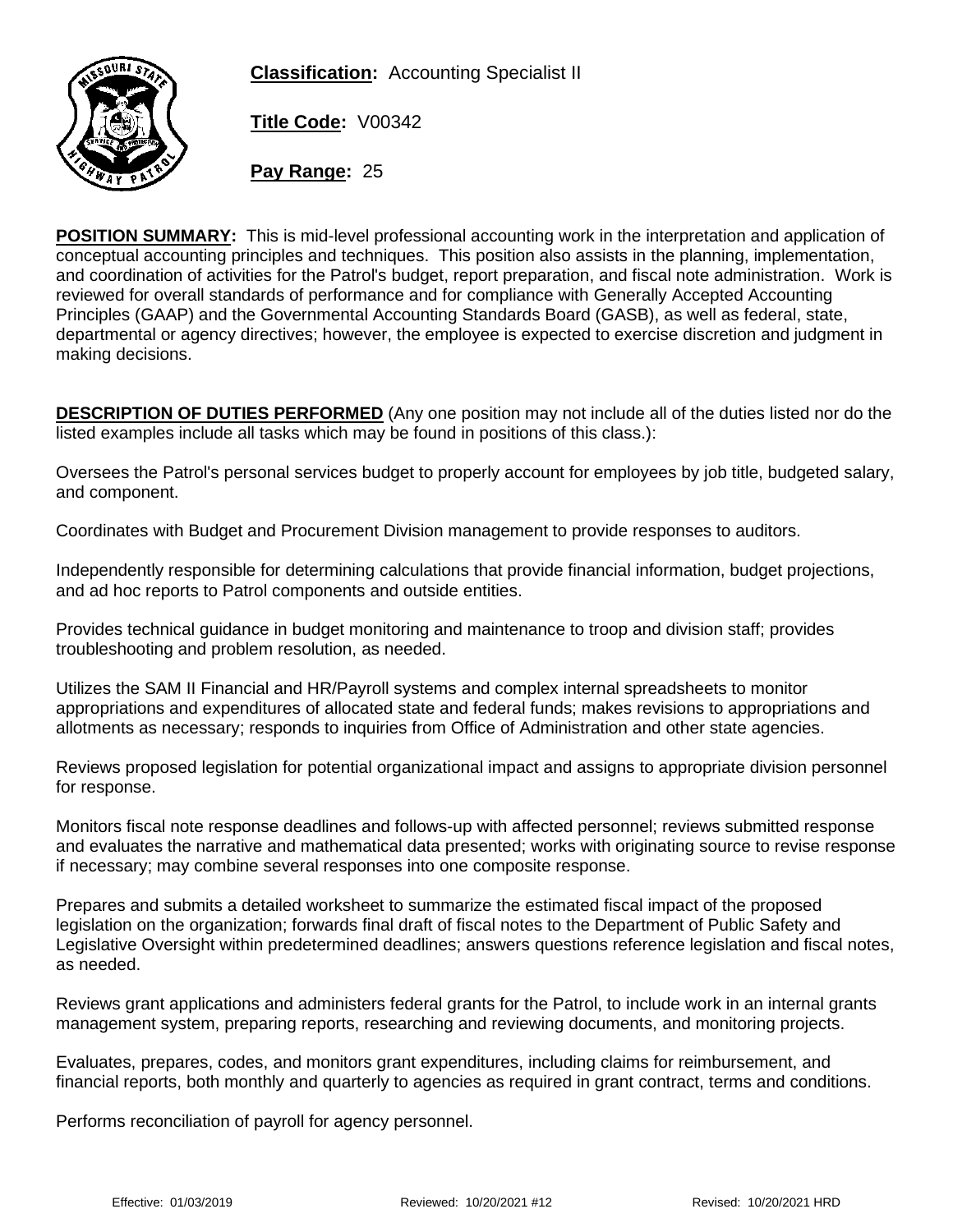**Classification:** Accounting Specialist II

**Title Code:** V00342

**Pay Range:** 25

**POSITION SUMMARY:** This is mid-level professional accounting work in the interpretation and application of conceptual accounting principles and techniques. This position also assists in the planning, implementation, and coordination of activities for the Patrol's budget, report preparation, and fiscal note administration. Work is reviewed for overall standards of performance and for compliance with Generally Accepted Accounting Principles (GAAP) and the Governmental Accounting Standards Board (GASB), as well as federal, state, departmental or agency directives; however, the employee is expected to exercise discretion and judgment in making decisions.

**DESCRIPTION OF DUTIES PERFORMED** (Any one position may not include all of the duties listed nor do the listed examples include all tasks which may be found in positions of this class.):

Oversees the Patrol's personal services budget to properly account for employees by job title, budgeted salary, and component.

Coordinates with Budget and Procurement Division management to provide responses to auditors.

Independently responsible for determining calculations that provide financial information, budget projections, and ad hoc reports to Patrol components and outside entities.

Provides technical guidance in budget monitoring and maintenance to troop and division staff; provides troubleshooting and problem resolution, as needed.

Utilizes the SAM II Financial and HR/Payroll systems and complex internal spreadsheets to monitor appropriations and expenditures of allocated state and federal funds; makes revisions to appropriations and allotments as necessary; responds to inquiries from Office of Administration and other state agencies.

Reviews proposed legislation for potential organizational impact and assigns to appropriate division personnel for response.

Monitors fiscal note response deadlines and follows-up with affected personnel; reviews submitted response and evaluates the narrative and mathematical data presented; works with originating source to revise response if necessary; may combine several responses into one composite response.

Prepares and submits a detailed worksheet to summarize the estimated fiscal impact of the proposed legislation on the organization; forwards final draft of fiscal notes to the Department of Public Safety and Legislative Oversight within predetermined deadlines; answers questions reference legislation and fiscal notes, as needed.

Reviews grant applications and administers federal grants for the Patrol, to include work in an internal grants management system, preparing reports, researching and reviewing documents, and monitoring projects.

Evaluates, prepares, codes, and monitors grant expenditures, including claims for reimbursement, and financial reports, both monthly and quarterly to agencies as required in grant contract, terms and conditions.

Performs reconciliation of payroll for agency personnel.

Effective: 01/03/2019 Reviewed: 10/20/2021 #12 Revised: 10/20/2021 HRD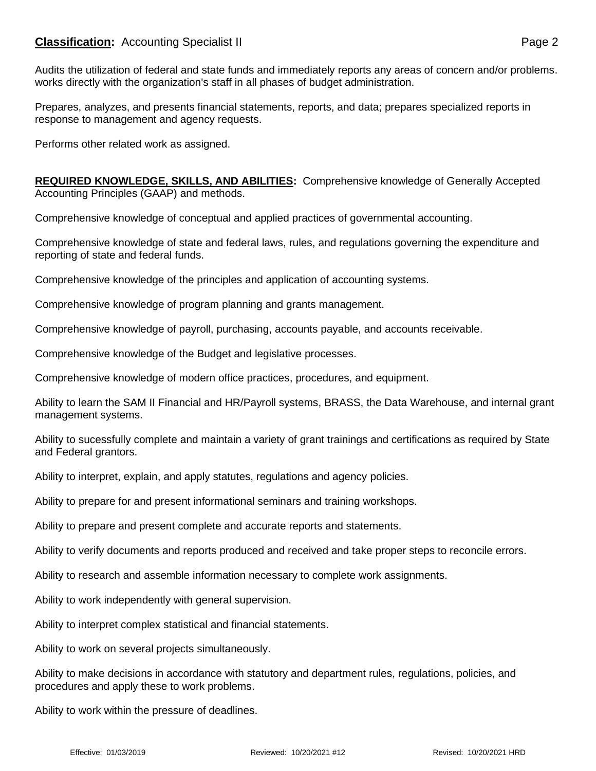Audits the utilization of federal and state funds and immediately reports any areas of concern and/or problems. works directly with the organization's staff in all phases of budget administration.

Prepares, analyzes, and presents financial statements, reports, and data; prepares specialized reports in response to management and agency requests.

Performs other related work as assigned.

**REQUIRED KNOWLEDGE, SKILLS, AND ABILITIES:** Comprehensive knowledge of Generally Accepted Accounting Principles (GAAP) and methods.

Comprehensive knowledge of conceptual and applied practices of governmental accounting.

Comprehensive knowledge of state and federal laws, rules, and regulations governing the expenditure and reporting of state and federal funds.

Comprehensive knowledge of the principles and application of accounting systems.

Comprehensive knowledge of program planning and grants management.

Comprehensive knowledge of payroll, purchasing, accounts payable, and accounts receivable.

Comprehensive knowledge of the Budget and legislative processes.

Comprehensive knowledge of modern office practices, procedures, and equipment.

Ability to learn the SAM II Financial and HR/Payroll systems, BRASS, the Data Warehouse, and internal grant management systems.

Ability to sucessfully complete and maintain a variety of grant trainings and certifications as required by State and Federal grantors.

Ability to interpret, explain, and apply statutes, regulations and agency policies.

Ability to prepare for and present informational seminars and training workshops.

Ability to prepare and present complete and accurate reports and statements.

Ability to verify documents and reports produced and received and take proper steps to reconcile errors.

Ability to research and assemble information necessary to complete work assignments.

Ability to work independently with general supervision.

Ability to interpret complex statistical and financial statements.

Ability to work on several projects simultaneously.

Ability to make decisions in accordance with statutory and department rules, regulations, policies, and procedures and apply these to work problems.

Ability to work within the pressure of deadlines.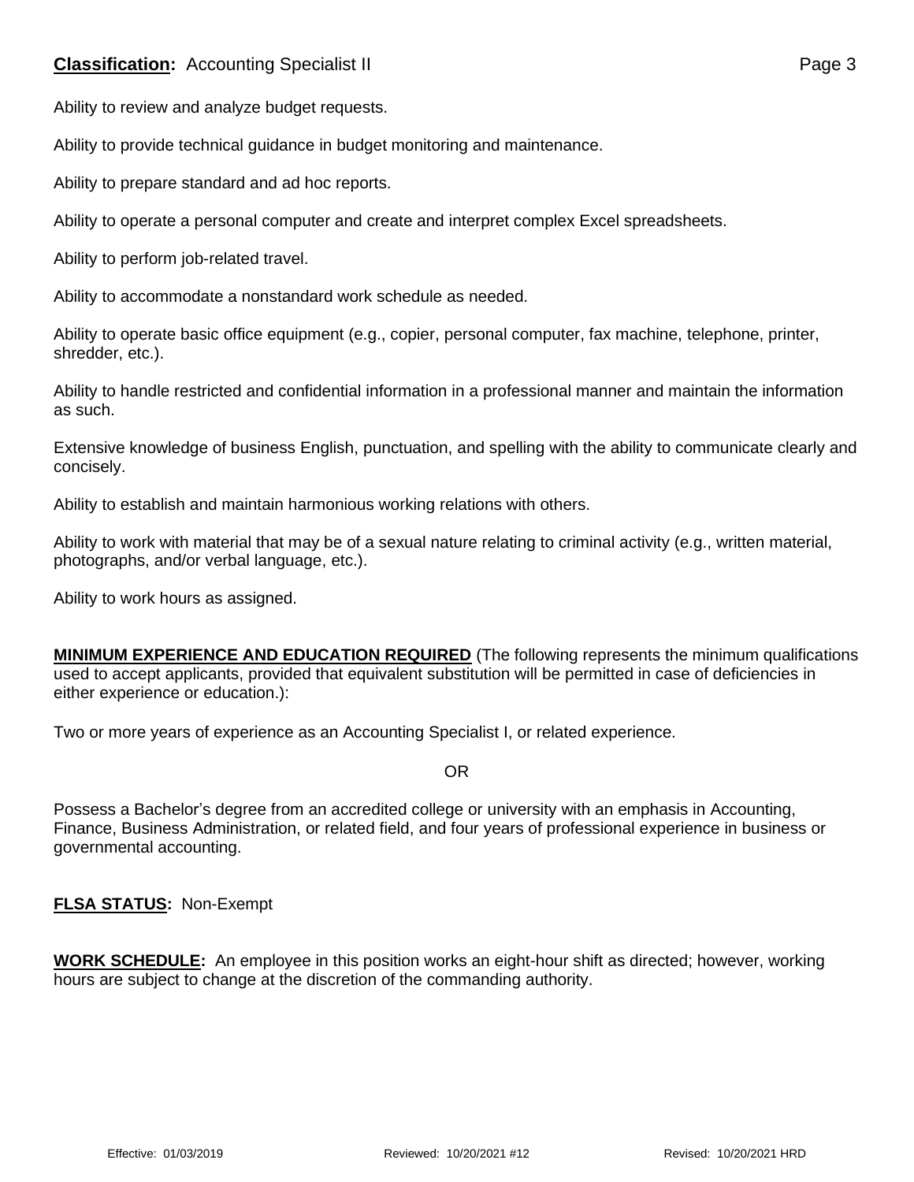Ability to review and analyze budget requests.

Ability to provide technical guidance in budget monitoring and maintenance.

Ability to prepare standard and ad hoc reports.

Ability to operate a personal computer and create and interpret complex Excel spreadsheets.

Ability to perform job-related travel.

Ability to accommodate a nonstandard work schedule as needed.

Ability to operate basic office equipment (e.g., copier, personal computer, fax machine, telephone, printer, shredder, etc.).

Ability to handle restricted and confidential information in a professional manner and maintain the information as such.

Extensive knowledge of business English, punctuation, and spelling with the ability to communicate clearly and concisely.

Ability to establish and maintain harmonious working relations with others.

Ability to work with material that may be of a sexual nature relating to criminal activity (e.g., written material, photographs, and/or verbal language, etc.).

Ability to work hours as assigned.

**MINIMUM EXPERIENCE AND EDUCATION REQUIRED** (The following represents the minimum qualifications used to accept applicants, provided that equivalent substitution will be permitted in case of deficiencies in either experience or education.):

Two or more years of experience as an Accounting Specialist I, or related experience.

OR

Possess a Bachelor's degree from an accredited college or university with an emphasis in Accounting, Finance, Business Administration, or related field, and four years of professional experience in business or governmental accounting.

**FLSA STATUS:** Non-Exempt

**WORK SCHEDULE:** An employee in this position works an eight-hour shift as directed; however, working hours are subject to change at the discretion of the commanding authority.

Effective: 01/03/2019 Reviewed: 10/20/2021 #12 Revised: 10/20/2021 HRD